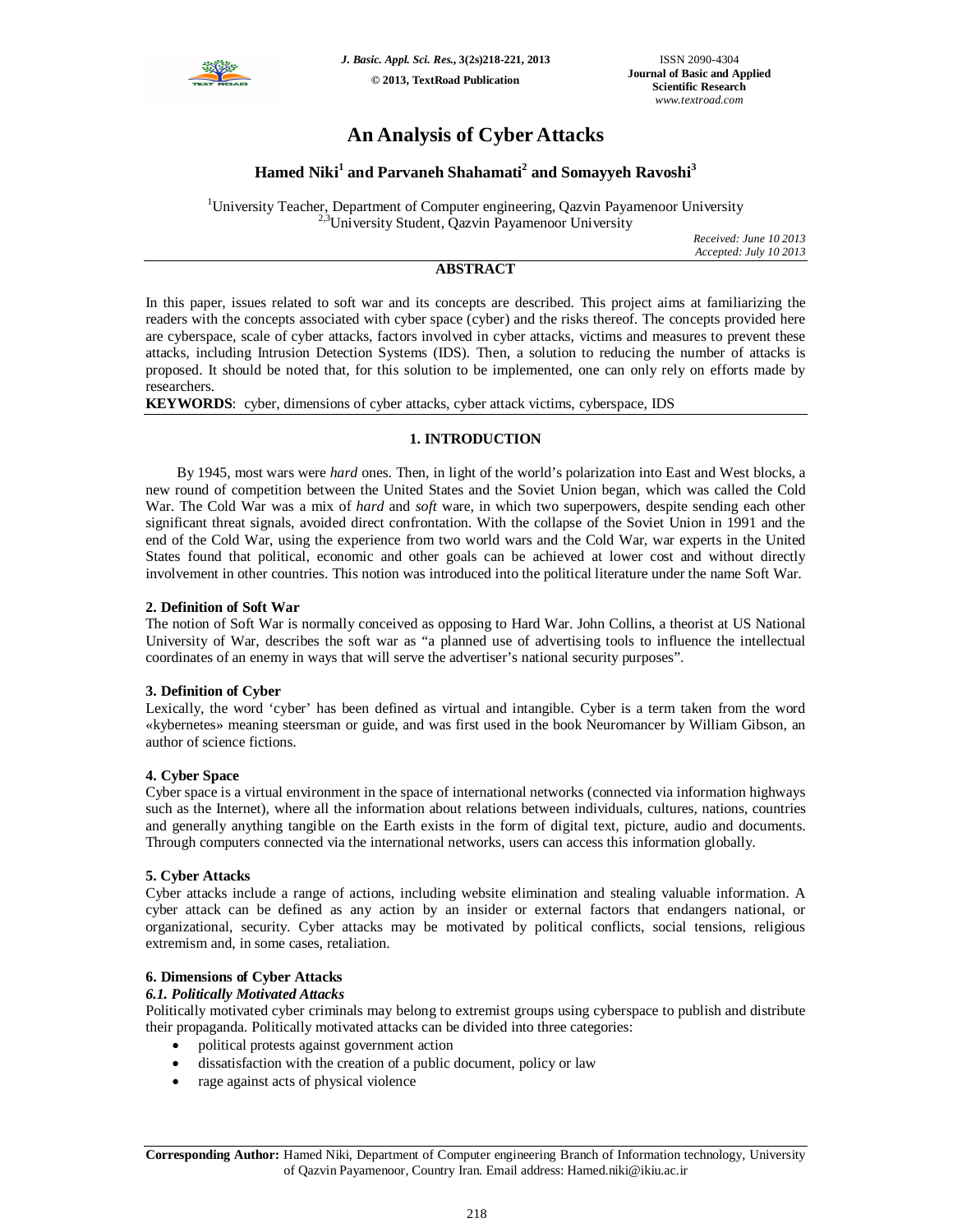# An Analysis of Cyber Attacks

**Hamed Niki[1] and Parvaneh Shahamati[2] and Somayyeh Ravoshi[3]**

[1]University Teacher, Department of Computer engineering, Qazvin Payamenoor University
[2,3]University Student, Qazvin Payamenoor University

*Received: June 10 2013*
*Accepted: July 10 2013*

## ABSTRACT

In this paper, issues related to soft war and its concepts are described. This project aims at familiarizing the readers with the concepts associated with cyber space (cyber) and the risks thereof. The concepts provided here are cyberspace, scale of cyber attacks, factors involved in cyber attacks, victims and measures to prevent these attacks, including Intrusion Detection Systems (IDS). Then, a solution to reducing the number of attacks is proposed. It should be noted that, for this solution to be implemented, one can only rely on efforts made by researchers.

**KEYWORDS**: cyber, dimensions of cyber attacks, cyber attack victims, cyberspace, IDS

## 1. INTRODUCTION

By 1945, most wars were *hard* ones. Then, in light of the world's polarization into East and West blocks, a new round of competition between the United States and the Soviet Union began, which was called the Cold War. The Cold War was a mix of *hard* and *soft* ware, in which two superpowers, despite sending each other significant threat signals, avoided direct confrontation. With the collapse of the Soviet Union in 1991 and the end of the Cold War, using the experience from two world wars and the Cold War, war experts in the United States found that political, economic and other goals can be achieved at lower cost and without directly involvement in other countries. This notion was introduced into the political literature under the name Soft War.

### 2. Definition of Soft War

The notion of Soft War is normally conceived as opposing to Hard War. John Collins, a theorist at US National University of War, describes the soft war as "a planned use of advertising tools to influence the intellectual coordinates of an enemy in ways that will serve the advertiser's national security purposes".

### 3. Definition of Cyber

Lexically, the word 'cyber' has been defined as virtual and intangible. Cyber is a term taken from the word «kybernetes» meaning steersman or guide, and was first used in the book Neuromancer by William Gibson, an author of science fictions.

### 4. Cyber Space

Cyber space is a virtual environment in the space of international networks (connected via information highways such as the Internet), where all the information about relations between individuals, cultures, nations, countries and generally anything tangible on the Earth exists in the form of digital text, picture, audio and documents. Through computers connected via the international networks, users can access this information globally.

### 5. Cyber Attacks

Cyber attacks include a range of actions, including website elimination and stealing valuable information. A cyber attack can be defined as any action by an insider or external factors that endangers national, or organizational, security. Cyber attacks may be motivated by political conflicts, social tensions, religious extremism and, in some cases, retaliation.

### 6. Dimensions of Cyber Attacks

#### *6.1. Politically Motivated Attacks*

Politically motivated cyber criminals may belong to extremist groups using cyberspace to publish and distribute their propaganda. Politically motivated attacks can be divided into three categories:

- political protests against government action
- dissatisfaction with the creation of a public document, policy or law
- rage against acts of physical violence

**Corresponding Author:** Hamed Niki, Department of Computer engineering Branch of Information technology, University of Qazvin Payamenoor, Country Iran. Email address: Hamed.niki@ikiu.ac.ir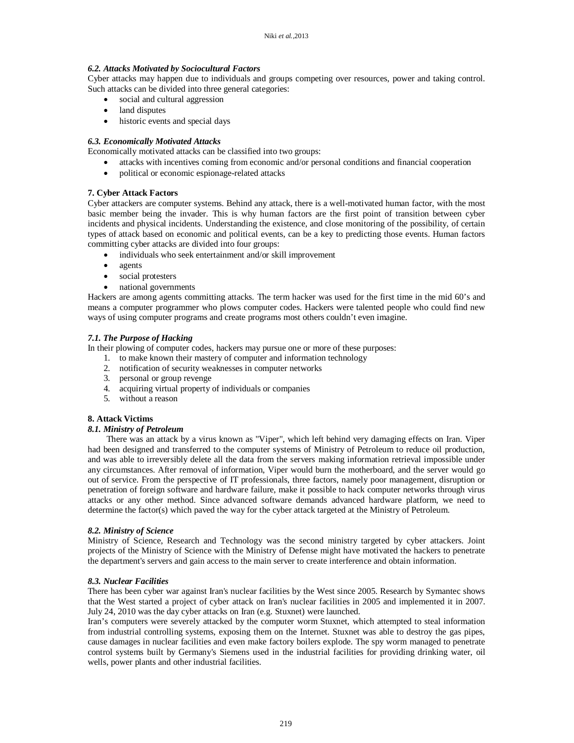### *6.2. Attacks Motivated by Sociocultural Factors*

Cyber attacks may happen due to individuals and groups competing over resources, power and taking control. Such attacks can be divided into three general categories:

- social and cultural aggression
- land disputes
- historic events and special days

### *6.3. Economically Motivated Attacks*

Economically motivated attacks can be classified into two groups:

- attacks with incentives coming from economic and/or personal conditions and financial cooperation
- political or economic espionage-related attacks

## 7. Cyber Attack Factors

Cyber attackers are computer systems. Behind any attack, there is a well-motivated human factor, with the most basic member being the invader. This is why human factors are the first point of transition between cyber incidents and physical incidents. Understanding the existence, and close monitoring of the possibility, of certain types of attack based on economic and political events, can be a key to predicting those events. Human factors committing cyber attacks are divided into four groups:

- individuals who seek entertainment and/or skill improvement
- agents
- social protesters
- national governments

Hackers are among agents committing attacks. The term hacker was used for the first time in the mid 60's and means a computer programmer who plows computer codes. Hackers were talented people who could find new ways of using computer programs and create programs most others couldn't even imagine.

### *7.1. The Purpose of Hacking*

In their plowing of computer codes, hackers may pursue one or more of these purposes:

1. to make known their mastery of computer and information technology
2. notification of security weaknesses in computer networks
3. personal or group revenge
4. acquiring virtual property of individuals or companies
5. without a reason

## 8. Attack Victims

### *8.1. Ministry of Petroleum*

There was an attack by a virus known as "Viper", which left behind very damaging effects on Iran. Viper had been designed and transferred to the computer systems of Ministry of Petroleum to reduce oil production, and was able to irreversibly delete all the data from the servers making information retrieval impossible under any circumstances. After removal of information, Viper would burn the motherboard, and the server would go out of service. From the perspective of IT professionals, three factors, namely poor management, disruption or penetration of foreign software and hardware failure, make it possible to hack computer networks through virus attacks or any other method. Since advanced software demands advanced hardware platform, we need to determine the factor(s) which paved the way for the cyber attack targeted at the Ministry of Petroleum.

### *8.2. Ministry of Science*

Ministry of Science, Research and Technology was the second ministry targeted by cyber attackers. Joint projects of the Ministry of Science with the Ministry of Defense might have motivated the hackers to penetrate the department's servers and gain access to the main server to create interference and obtain information.

### *8.3. Nuclear Facilities*

There has been cyber war against Iran's nuclear facilities by the West since 2005. Research by Symantec shows that the West started a project of cyber attack on Iran's nuclear facilities in 2005 and implemented it in 2007. July 24, 2010 was the day cyber attacks on Iran (e.g. Stuxnet) were launched.

Iran's computers were severely attacked by the computer worm Stuxnet, which attempted to steal information from industrial controlling systems, exposing them on the Internet. Stuxnet was able to destroy the gas pipes, cause damages in nuclear facilities and even make factory boilers explode. The spy worm managed to penetrate control systems built by Germany's Siemens used in the industrial facilities for providing drinking water, oil wells, power plants and other industrial facilities.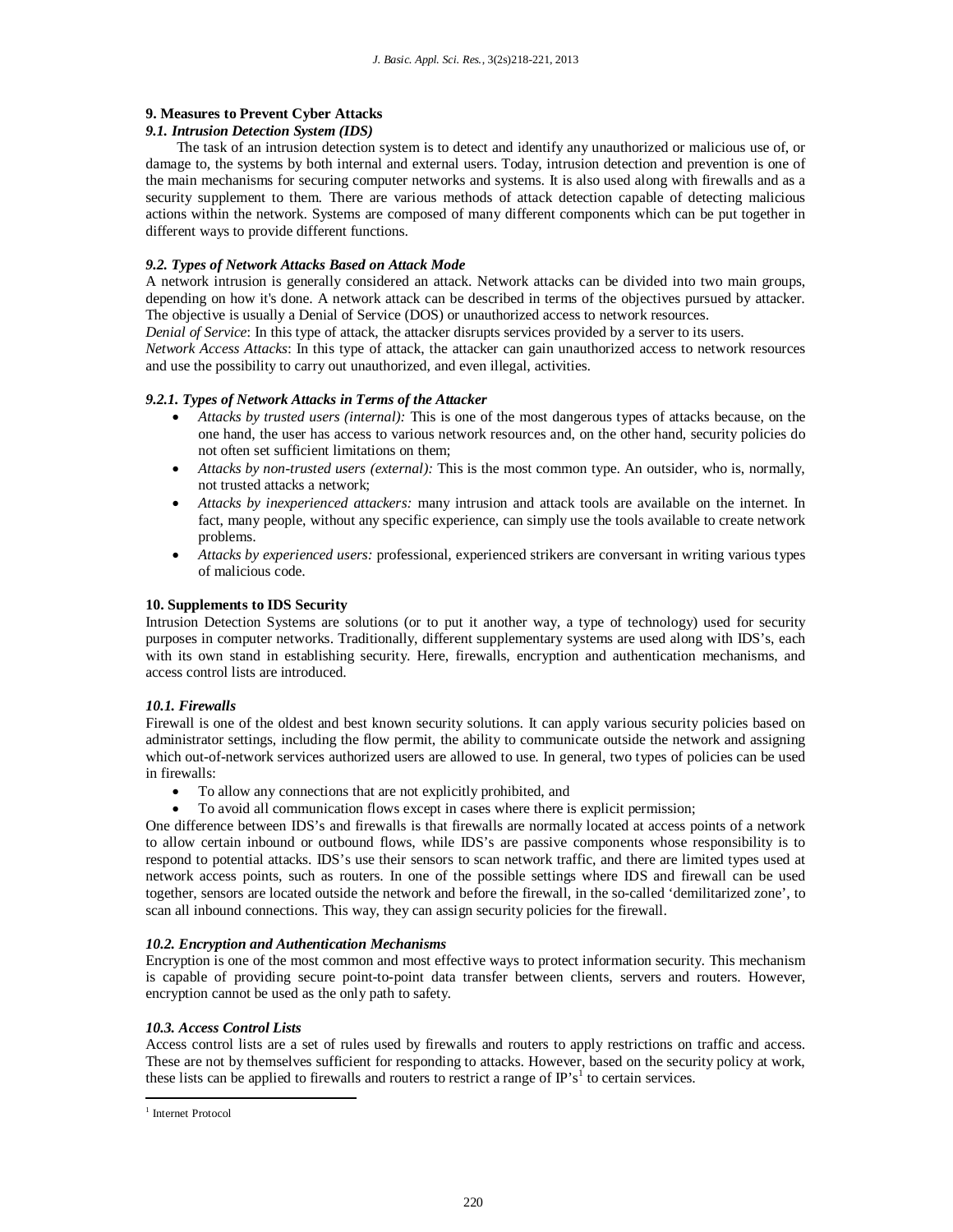## 9. Measures to Prevent Cyber Attacks

### *9.1. Intrusion Detection System (IDS)*

The task of an intrusion detection system is to detect and identify any unauthorized or malicious use of, or damage to, the systems by both internal and external users. Today, intrusion detection and prevention is one of the main mechanisms for securing computer networks and systems. It is also used along with firewalls and as a security supplement to them. There are various methods of attack detection capable of detecting malicious actions within the network. Systems are composed of many different components which can be put together in different ways to provide different functions.

### *9.2. Types of Network Attacks Based on Attack Mode*

A network intrusion is generally considered an attack. Network attacks can be divided into two main groups, depending on how it's done. A network attack can be described in terms of the objectives pursued by attacker. The objective is usually a Denial of Service (DOS) or unauthorized access to network resources.

*Denial of Service*: In this type of attack, the attacker disrupts services provided by a server to its users.

*Network Access Attacks*: In this type of attack, the attacker can gain unauthorized access to network resources and use the possibility to carry out unauthorized, and even illegal, activities.

#### *9.2.1. Types of Network Attacks in Terms of the Attacker*

- *Attacks by trusted users (internal):* This is one of the most dangerous types of attacks because, on the one hand, the user has access to various network resources and, on the other hand, security policies do not often set sufficient limitations on them;
- *Attacks by non-trusted users (external):* This is the most common type. An outsider, who is, normally, not trusted attacks a network;
- *Attacks by inexperienced attackers:* many intrusion and attack tools are available on the internet. In fact, many people, without any specific experience, can simply use the tools available to create network problems.
- *Attacks by experienced users:* professional, experienced strikers are conversant in writing various types of malicious code.

## 10. Supplements to IDS Security

Intrusion Detection Systems are solutions (or to put it another way, a type of technology) used for security purposes in computer networks. Traditionally, different supplementary systems are used along with IDS's, each with its own stand in establishing security. Here, firewalls, encryption and authentication mechanisms, and access control lists are introduced.

### *10.1. Firewalls*

Firewall is one of the oldest and best known security solutions. It can apply various security policies based on administrator settings, including the flow permit, the ability to communicate outside the network and assigning which out-of-network services authorized users are allowed to use. In general, two types of policies can be used in firewalls:

- To allow any connections that are not explicitly prohibited, and
- To avoid all communication flows except in cases where there is explicit permission;

One difference between IDS's and firewalls is that firewalls are normally located at access points of a network to allow certain inbound or outbound flows, while IDS's are passive components whose responsibility is to respond to potential attacks. IDS's use their sensors to scan network traffic, and there are limited types used at network access points, such as routers. In one of the possible settings where IDS and firewall can be used together, sensors are located outside the network and before the firewall, in the so-called 'demilitarized zone', to scan all inbound connections. This way, they can assign security policies for the firewall.

### *10.2. Encryption and Authentication Mechanisms*

Encryption is one of the most common and most effective ways to protect information security. This mechanism is capable of providing secure point-to-point data transfer between clients, servers and routers. However, encryption cannot be used as the only path to safety.

### *10.3. Access Control Lists*

Access control lists are a set of rules used by firewalls and routers to apply restrictions on traffic and access. These are not by themselves sufficient for responding to attacks. However, based on the security policy at work, these lists can be applied to firewalls and routers to restrict a range of IP's[1] to certain services.

[1] Internet Protocol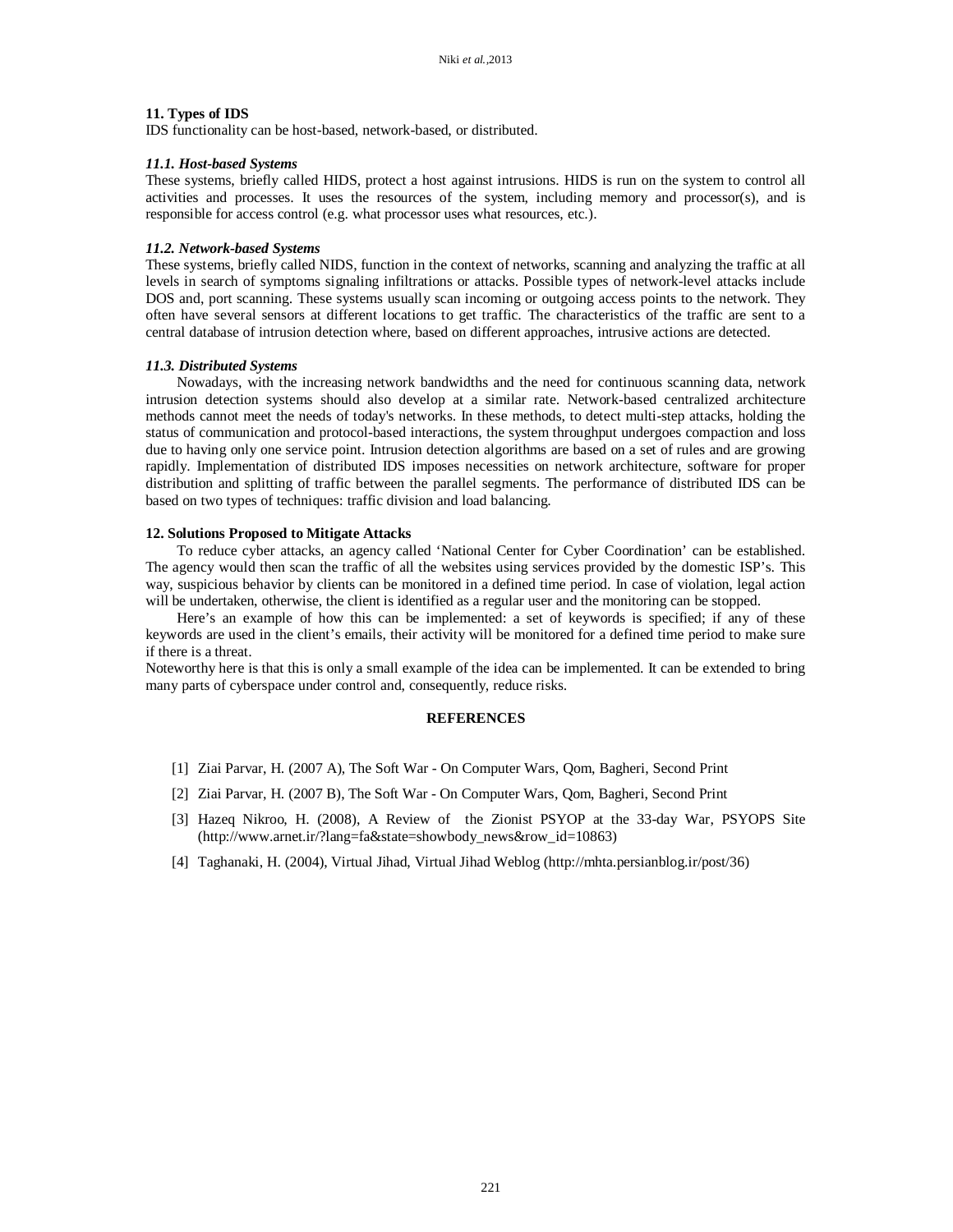## 11. Types of IDS

IDS functionality can be host-based, network-based, or distributed.

### *11.1. Host-based Systems*

These systems, briefly called HIDS, protect a host against intrusions. HIDS is run on the system to control all activities and processes. It uses the resources of the system, including memory and processor(s), and is responsible for access control (e.g. what processor uses what resources, etc.).

### *11.2. Network-based Systems*

These systems, briefly called NIDS, function in the context of networks, scanning and analyzing the traffic at all levels in search of symptoms signaling infiltrations or attacks. Possible types of network-level attacks include DOS and, port scanning. These systems usually scan incoming or outgoing access points to the network. They often have several sensors at different locations to get traffic. The characteristics of the traffic are sent to a central database of intrusion detection where, based on different approaches, intrusive actions are detected.

### *11.3. Distributed Systems*

Nowadays, with the increasing network bandwidths and the need for continuous scanning data, network intrusion detection systems should also develop at a similar rate. Network-based centralized architecture methods cannot meet the needs of today's networks. In these methods, to detect multi-step attacks, holding the status of communication and protocol-based interactions, the system throughput undergoes compaction and loss due to having only one service point. Intrusion detection algorithms are based on a set of rules and are growing rapidly. Implementation of distributed IDS imposes necessities on network architecture, software for proper distribution and splitting of traffic between the parallel segments. The performance of distributed IDS can be based on two types of techniques: traffic division and load balancing.

## 12. Solutions Proposed to Mitigate Attacks

To reduce cyber attacks, an agency called 'National Center for Cyber Coordination' can be established. The agency would then scan the traffic of all the websites using services provided by the domestic ISP's. This way, suspicious behavior by clients can be monitored in a defined time period. In case of violation, legal action will be undertaken, otherwise, the client is identified as a regular user and the monitoring can be stopped.

Here's an example of how this can be implemented: a set of keywords is specified; if any of these keywords are used in the client's emails, their activity will be monitored for a defined time period to make sure if there is a threat.

Noteworthy here is that this is only a small example of the idea can be implemented. It can be extended to bring many parts of cyberspace under control and, consequently, reduce risks.

## REFERENCES

[1] Ziai Parvar, H. (2007 A), The Soft War - On Computer Wars, Qom, Bagheri, Second Print

[2] Ziai Parvar, H. (2007 B), The Soft War - On Computer Wars, Qom, Bagheri, Second Print

[3] Hazeq Nikroo, H. (2008), A Review of the Zionist PSYOP at the 33-day War, PSYOPS Site (http://www.arnet.ir/?lang=fa&state=showbody_news&row_id=10863)

[4] Taghanaki, H. (2004), Virtual Jihad, Virtual Jihad Weblog (http://mhta.persianblog.ir/post/36)